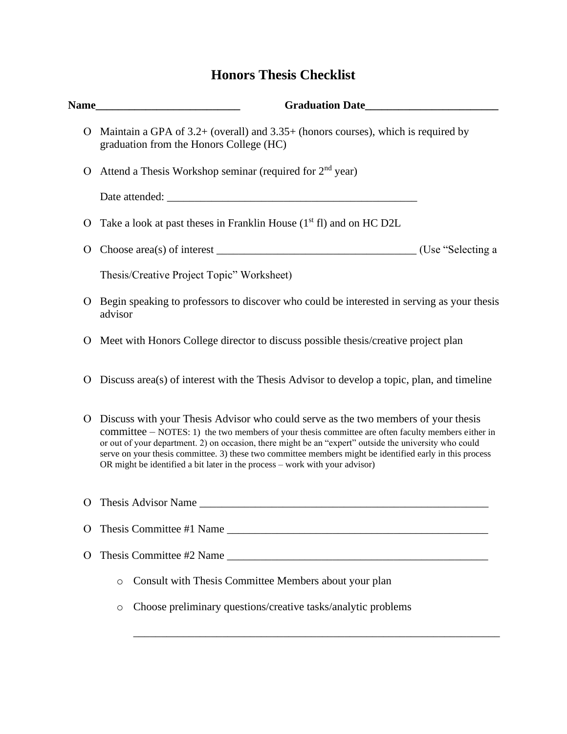# Honors Thesis Checklist

**Name__________________________ Graduation Date________________________**

- O Maintain a GPA of 3.2+ (overall) and 3.35+ (honors courses), which is required by graduation from the Honors College (HC)
- O Attend a Thesis Workshop seminar (required for 2nd year)

  Date attended: ______________________________________________

- O Take a look at past theses in Franklin House (1st fl) and on HC D2L
- O Choose area(s) of interest ___________________________________ (Use "Selecting a Thesis/Creative Project Topic" Worksheet)
- O Begin speaking to professors to discover who could be interested in serving as your thesis advisor
- O Meet with Honors College director to discuss possible thesis/creative project plan
- O Discuss area(s) of interest with the Thesis Advisor to develop a topic, plan, and timeline
- O Discuss with your Thesis Advisor who could serve as the two members of your thesis committee – NOTES: 1) the two members of your thesis committee are often faculty members either in or out of your department. 2) on occasion, there might be an "expert" outside the university who could serve on your thesis committee. 3) these two committee members might be identified early in this process OR might be identified a bit later in the process – work with your advisor)
- O Thesis Advisor Name _____________________________________________________
- O Thesis Committee #1 Name ________________________________________________
- O Thesis Committee #2 Name ________________________________________________
  - o Consult with Thesis Committee Members about your plan
  - o Choose preliminary questions/creative tasks/analytic problems

    ____________________________________________________________________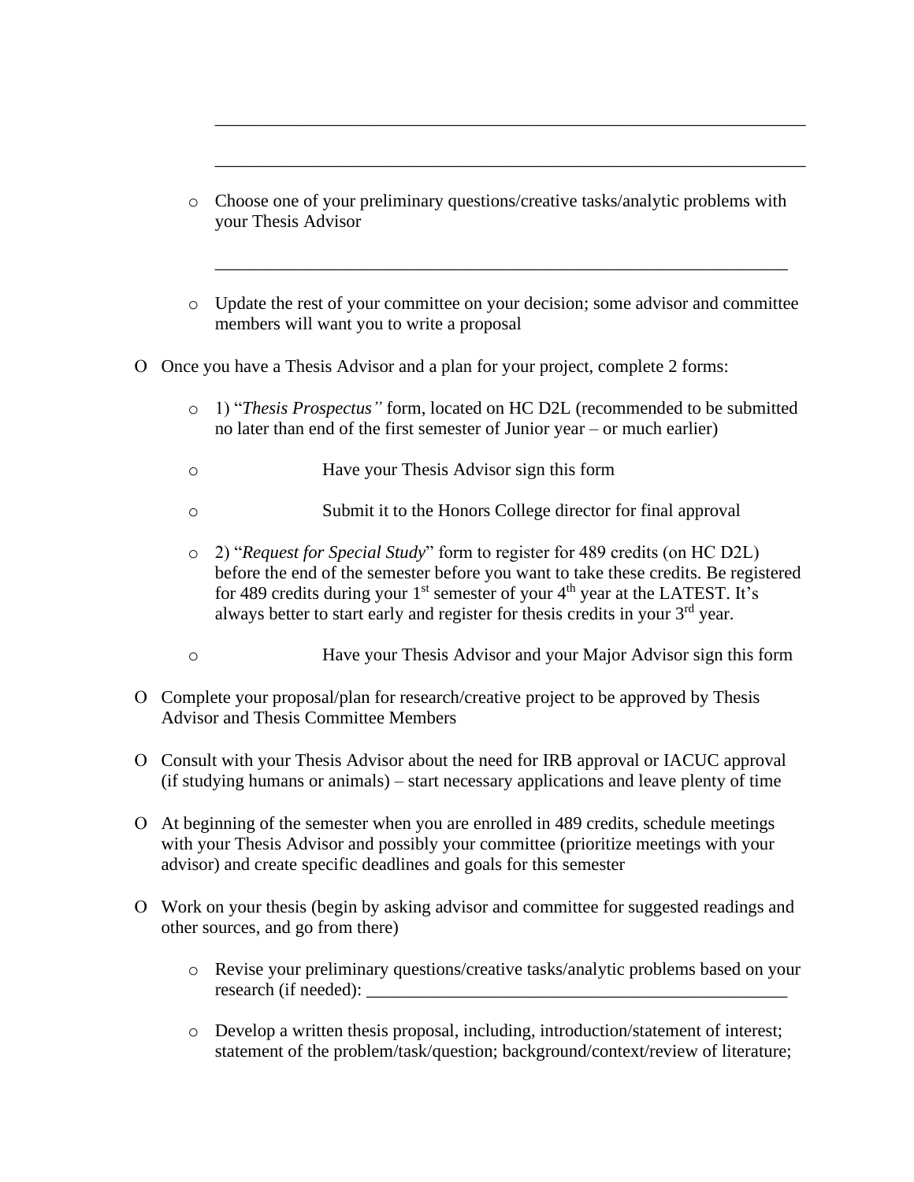________________________________________________________________

________________________________________________________________

- Choose one of your preliminary questions/creative tasks/analytic problems with your Thesis Advisor

  ________________________________________________________________

- Update the rest of your committee on your decision; some advisor and committee members will want you to write a proposal

- Once you have a Thesis Advisor and a plan for your project, complete 2 forms:
  - 1) "*Thesis Prospectus"* form, located on HC D2L (recommended to be submitted no later than end of the first semester of Junior year – or much earlier)
  - Have your Thesis Advisor sign this form
  - Submit it to the Honors College director for final approval
  - 2) "*Request for Special Study*" form to register for 489 credits (on HC D2L) before the end of the semester before you want to take these credits. Be registered for 489 credits during your 1st semester of your 4th year at the LATEST. It's always better to start early and register for thesis credits in your 3rd year.
  - Have your Thesis Advisor and your Major Advisor sign this form

- Complete your proposal/plan for research/creative project to be approved by Thesis Advisor and Thesis Committee Members

- Consult with your Thesis Advisor about the need for IRB approval or IACUC approval (if studying humans or animals) – start necessary applications and leave plenty of time

- At beginning of the semester when you are enrolled in 489 credits, schedule meetings with your Thesis Advisor and possibly your committee (prioritize meetings with your advisor) and create specific deadlines and goals for this semester

- Work on your thesis (begin by asking advisor and committee for suggested readings and other sources, and go from there)
  - Revise your preliminary questions/creative tasks/analytic problems based on your research (if needed): ________________________________________________
  - Develop a written thesis proposal, including, introduction/statement of interest; statement of the problem/task/question; background/context/review of literature;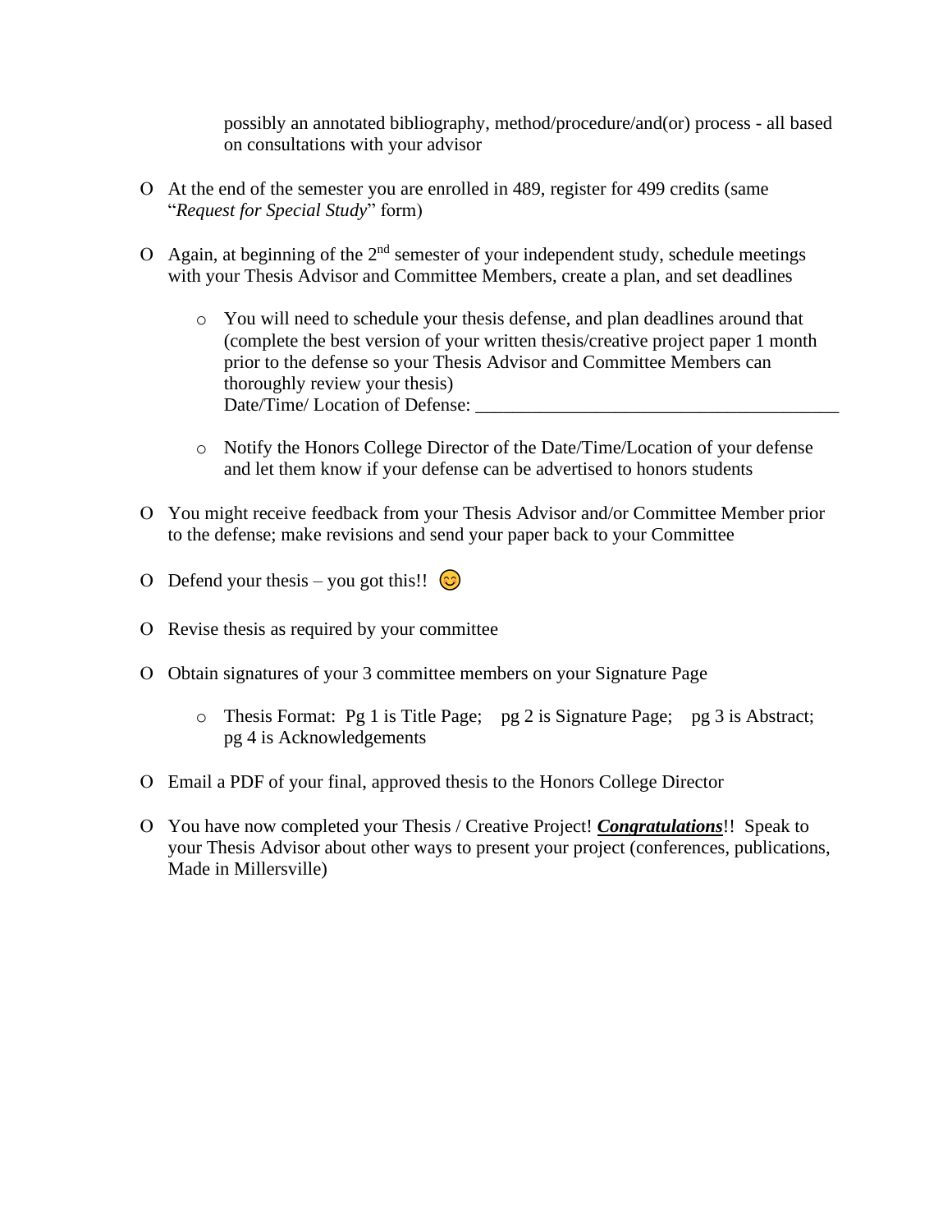possibly an annotated bibliography, method/procedure/and(or) process - all based on consultations with your advisor

- At the end of the semester you are enrolled in 489, register for 499 credits (same "*Request for Special Study*" form)

- Again, at beginning of the 2nd semester of your independent study, schedule meetings with your Thesis Advisor and Committee Members, create a plan, and set deadlines

  - You will need to schedule your thesis defense, and plan deadlines around that (complete the best version of your written thesis/creative project paper 1 month prior to the defense so your Thesis Advisor and Committee Members can thoroughly review your thesis)
    Date/Time/ Location of Defense: ________________________________________

  - Notify the Honors College Director of the Date/Time/Location of your defense and let them know if your defense can be advertised to honors students

- You might receive feedback from your Thesis Advisor and/or Committee Member prior to the defense; make revisions and send your paper back to your Committee

- Defend your thesis – you got this!! 😊

- Revise thesis as required by your committee

- Obtain signatures of your 3 committee members on your Signature Page

  - Thesis Format: Pg 1 is Title Page; pg 2 is Signature Page; pg 3 is Abstract; pg 4 is Acknowledgements

- Email a PDF of your final, approved thesis to the Honors College Director

- You have now completed your Thesis / Creative Project! ***<u>Congratulations</u>***!! Speak to your Thesis Advisor about other ways to present your project (conferences, publications, Made in Millersville)